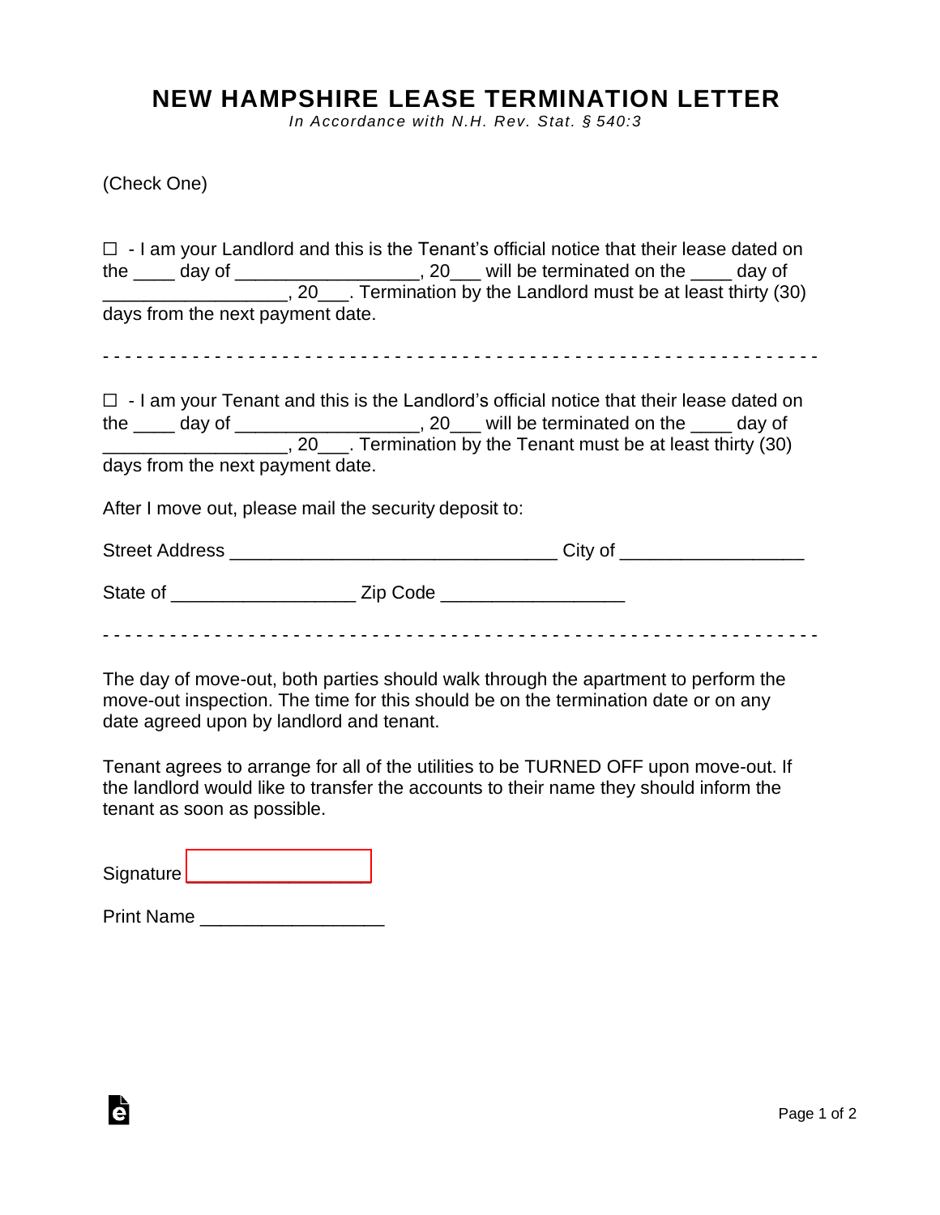# NEW HAMPSHIRE LEASE TERMINATION LETTER

*In Accordance with N.H. Rev. Stat. § 540:3*

(Check One)

☐ - I am your Landlord and this is the Tenant's official notice that their lease dated on the ____ day of _________________, 20___ will be terminated on the ____ day of _________________, 20___. Termination by the Landlord must be at least thirty (30) days from the next payment date.

- - - - - - - - - - - - - - - - - - - - - - - - - - - - - - - - - - - - - - - - - - - - - - - - - - - - - - - - - - - - - - - -

☐ - I am your Tenant and this is the Landlord's official notice that their lease dated on the ____ day of _________________, 20___ will be terminated on the ____ day of _________________, 20___. Termination by the Tenant must be at least thirty (30) days from the next payment date.

After I move out, please mail the security deposit to:

Street Address ______________________________ City of _________________

State of _________________ Zip Code _________________

- - - - - - - - - - - - - - - - - - - - - - - - - - - - - - - - - - - - - - - - - - - - - - - - - - - - - - - - - - - - - - - -

The day of move-out, both parties should walk through the apartment to perform the move-out inspection. The time for this should be on the termination date or on any date agreed upon by landlord and tenant.

Tenant agrees to arrange for all of the utilities to be TURNED OFF upon move-out. If the landlord would like to transfer the accounts to their name they should inform the tenant as soon as possible.

Signature _________________

Print Name _________________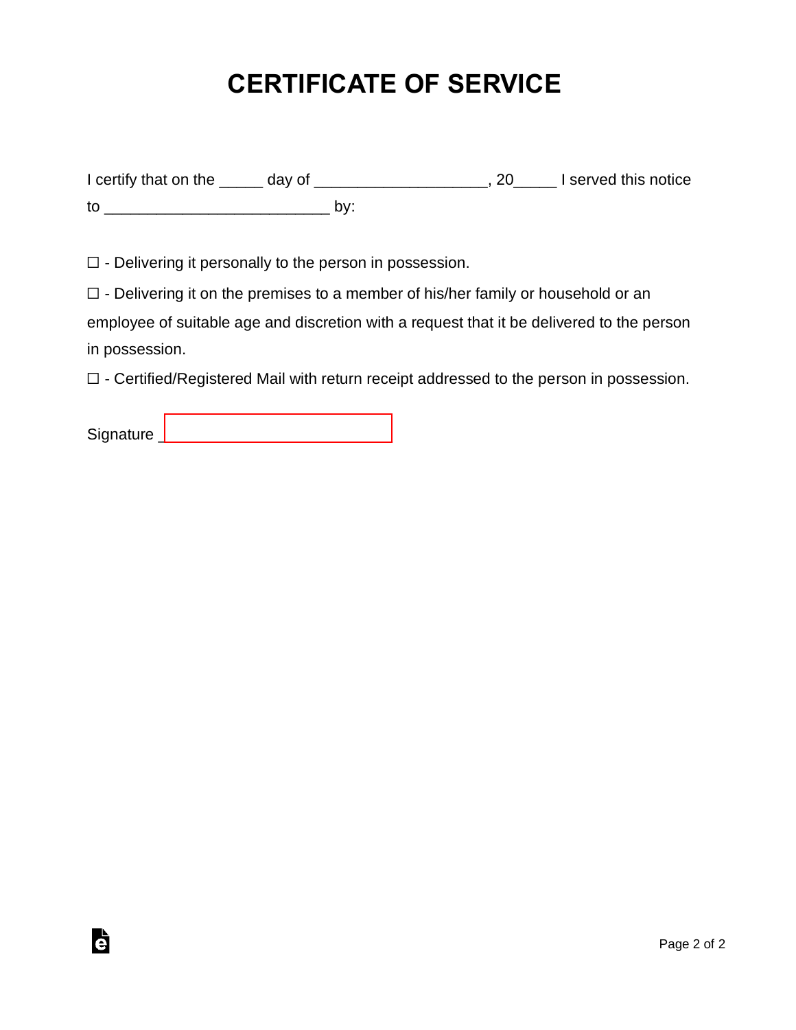# CERTIFICATE OF SERVICE

I certify that on the _____ day of ___________________, 20_____ I served this notice to _________________________ by:

☐ - Delivering it personally to the person in possession.

☐ - Delivering it on the premises to a member of his/her family or household or an employee of suitable age and discretion with a request that it be delivered to the person in possession.

☐ - Certified/Registered Mail with return receipt addressed to the person in possession.

Signature _________________________